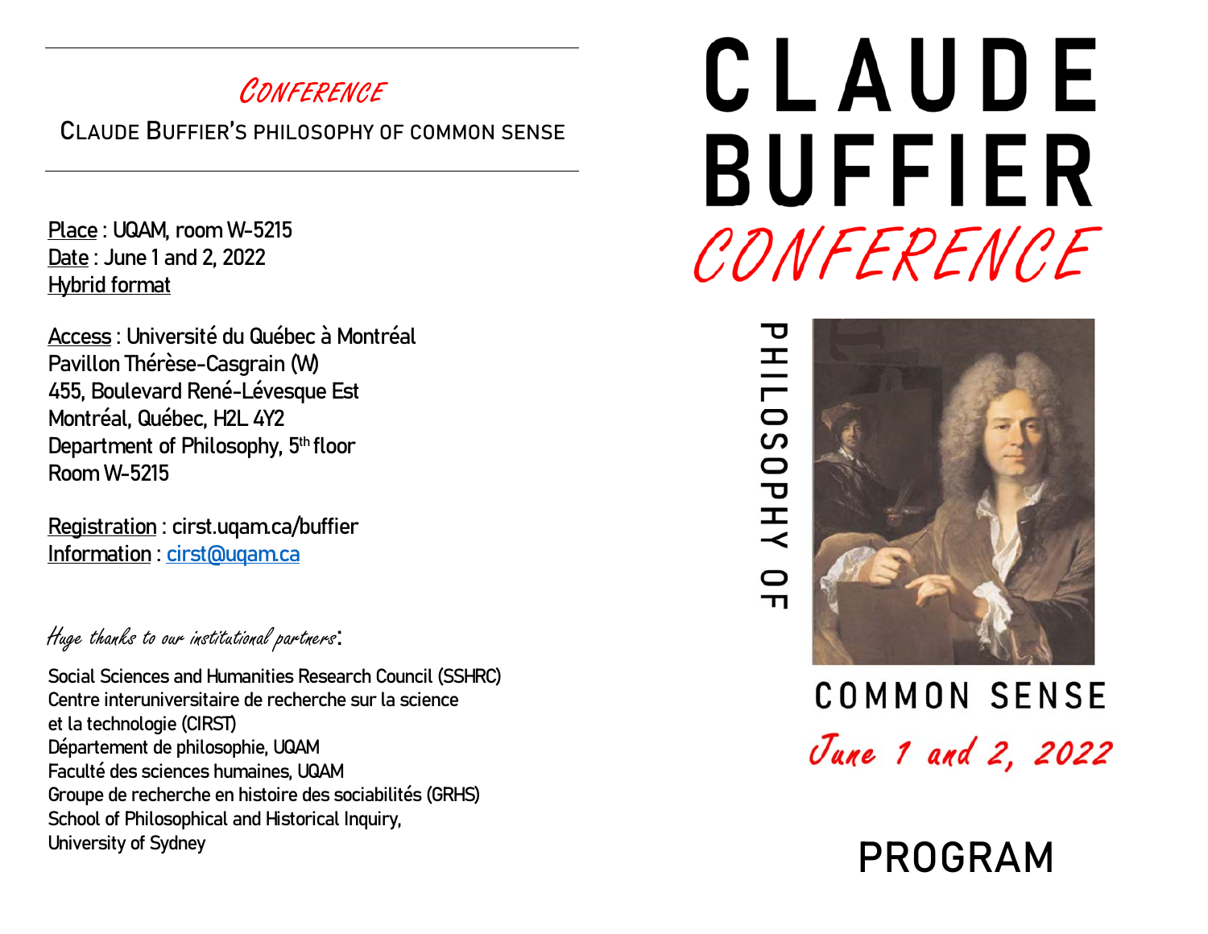# *Conference*

## Claude Buffier's philosophy of common sense

---

Place : UQAM, room W-5215
Date : June 1 and 2, 2022
Hybrid format

Access : Université du Québec à Montréal
Pavillon Thérèse-Casgrain (W)
455, Boulevard René-Lévesque Est
Montréal, Québec, H2L 4Y2
Department of Philosophy, 5th floor
Room W-5215

Registration : cirst.uqam.ca/buffier
Information : cirst@uqam.ca

*Huge thanks to our institutional partners*:

Social Sciences and Humanities Research Council (SSHRC)
Centre interuniversitaire de recherche sur la science et la technologie (CIRST)
Département de philosophie, UQAM
Faculté des sciences humaines, UQAM
Groupe de recherche en histoire des sociabilités (GRHS)
School of Philosophical and Historical Inquiry, University of Sydney

# CLAUDE BUFFIER

## *CONFERENCE*

PHILOSOPHY OF COMMON SENSE

*June 1 and 2, 2022*

# PROGRAM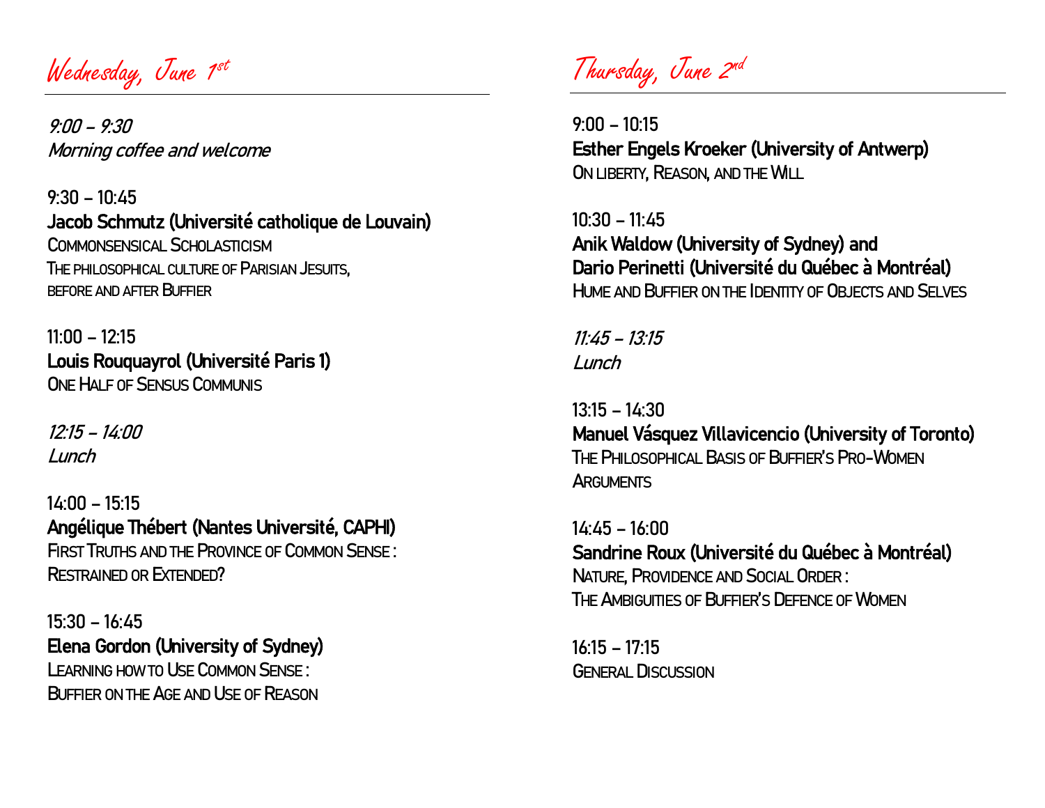## Wednesday, June 1st

*9:00 – 9:30*
*Morning coffee and welcome*

9:30 – 10:45
**Jacob Schmutz (Université catholique de Louvain)**
Commonsensical Scholasticism
The philosophical culture of Parisian Jesuits,
before and after Buffier

11:00 – 12:15
**Louis Rouquayrol (Université Paris 1)**
One Half of Sensus Communis

*12:15 – 14:00*
*Lunch*

14:00 – 15:15
**Angélique Thébert (Nantes Université, CAPHI)**
First Truths and the Province of Common Sense :
Restrained or Extended?

15:30 – 16:45
**Elena Gordon (University of Sydney)**
Learning how to Use Common Sense :
Buffier on the Age and Use of Reason

## Thursday, June 2nd

9:00 – 10:15
**Esther Engels Kroeker (University of Antwerp)**
On liberty, Reason, and the Will

10:30 – 11:45
**Anik Waldow (University of Sydney) and**
**Dario Perinetti (Université du Québec à Montréal)**
Hume and Buffier on the Identity of Objects and Selves

*11:45 – 13:15*
*Lunch*

13:15 – 14:30
**Manuel Vásquez Villavicencio (University of Toronto)**
The Philosophical Basis of Buffier's Pro-Women
Arguments

14:45 – 16:00
**Sandrine Roux (Université du Québec à Montréal)**
Nature, Providence and Social Order :
The Ambiguities of Buffier's Defence of Women

16:15 – 17:15
General Discussion